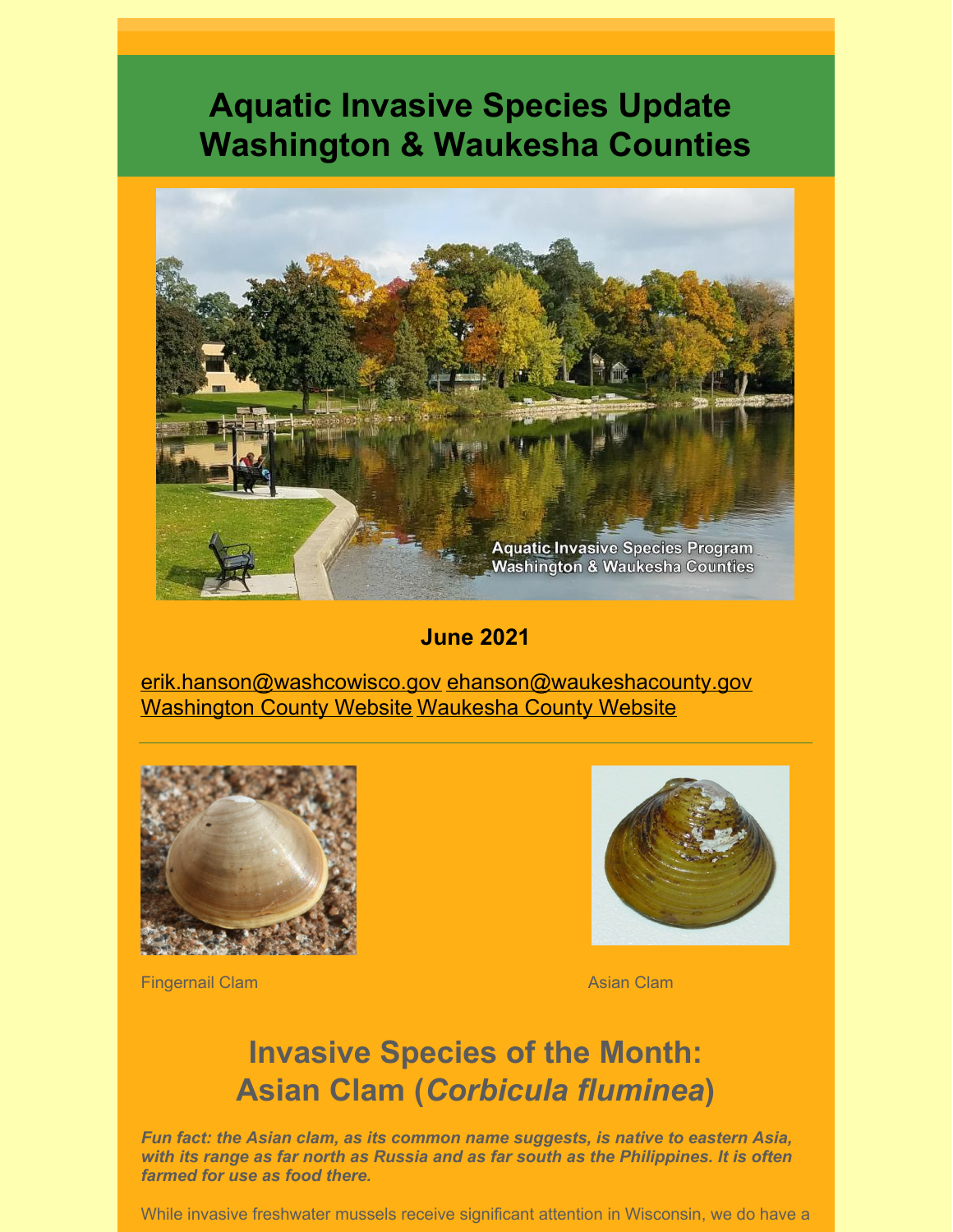# Aquatic Invasive Species Update Washington & Waukesha Counties

**June 2021**

erik.hanson@washcowisco.gov ehanson@waukeshacounty.gov
Washington County Website Waukesha County Website

---

Fingernail Clam

Asian Clam

## Invasive Species of the Month: Asian Clam (*Corbicula fluminea*)

***Fun fact: the Asian clam, as its common name suggests, is native to eastern Asia, with its range as far north as Russia and as far south as the Philippines. It is often farmed for use as food there.***

While invasive freshwater mussels receive significant attention in Wisconsin, we do have a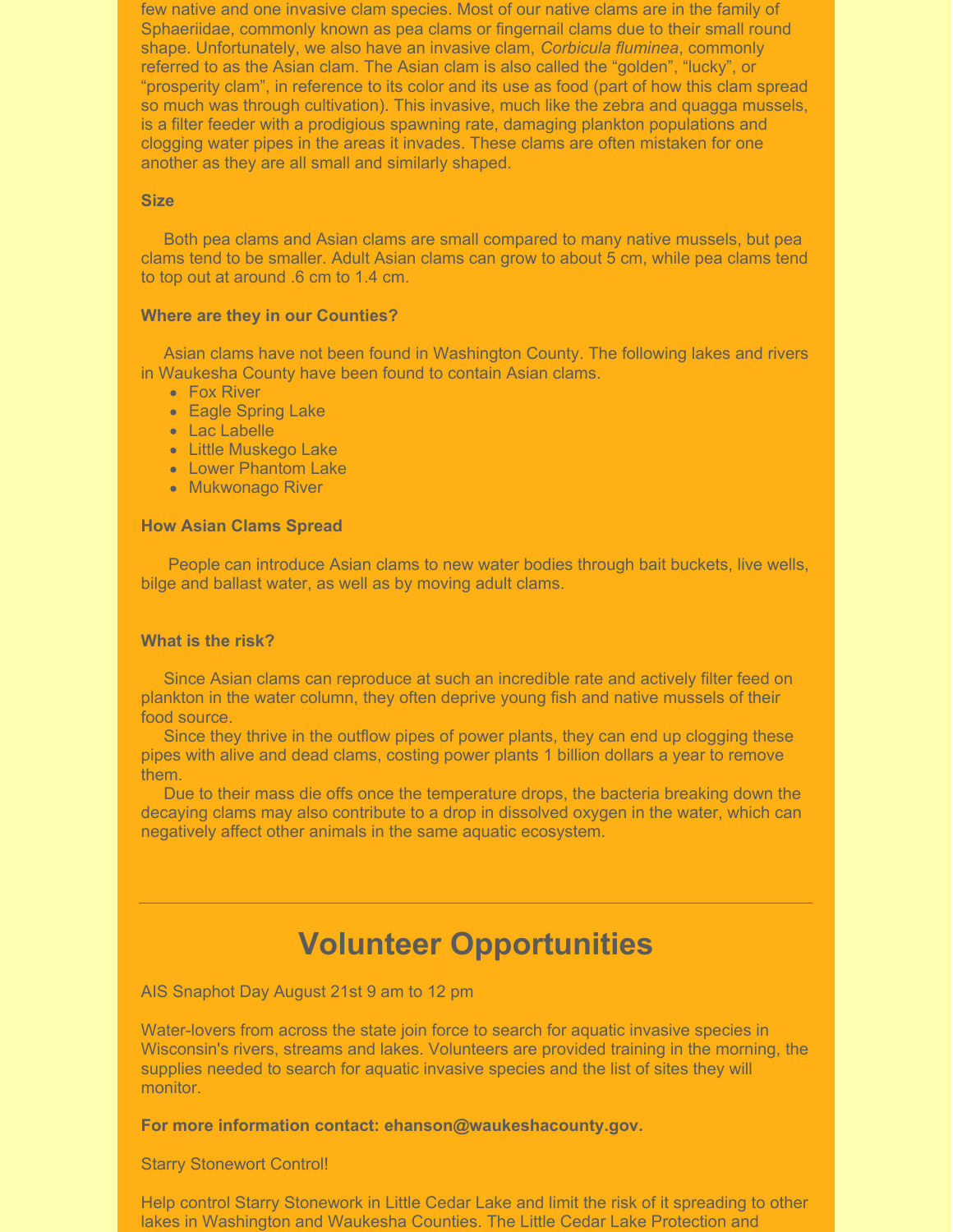few native and one invasive clam species. Most of our native clams are in the family of Sphaeriidae, commonly known as pea clams or fingernail clams due to their small round shape. Unfortunately, we also have an invasive clam, *Corbicula fluminea*, commonly referred to as the Asian clam. The Asian clam is also called the "golden", "lucky", or "prosperity clam", in reference to its color and its use as food (part of how this clam spread so much was through cultivation). This invasive, much like the zebra and quagga mussels, is a filter feeder with a prodigious spawning rate, damaging plankton populations and clogging water pipes in the areas it invades. These clams are often mistaken for one another as they are all small and similarly shaped.

**Size**

Both pea clams and Asian clams are small compared to many native mussels, but pea clams tend to be smaller. Adult Asian clams can grow to about 5 cm, while pea clams tend to top out at around .6 cm to 1.4 cm.

**Where are they in our Counties?**

Asian clams have not been found in Washington County. The following lakes and rivers in Waukesha County have been found to contain Asian clams.

- Fox River
- Eagle Spring Lake
- Lac Labelle
- Little Muskego Lake
- Lower Phantom Lake
- Mukwonago River

**How Asian Clams Spread**

People can introduce Asian clams to new water bodies through bait buckets, live wells, bilge and ballast water, as well as by moving adult clams.

**What is the risk?**

Since Asian clams can reproduce at such an incredible rate and actively filter feed on plankton in the water column, they often deprive young fish and native mussels of their food source.

Since they thrive in the outflow pipes of power plants, they can end up clogging these pipes with alive and dead clams, costing power plants 1 billion dollars a year to remove them.

Due to their mass die offs once the temperature drops, the bacteria breaking down the decaying clams may also contribute to a drop in dissolved oxygen in the water, which can negatively affect other animals in the same aquatic ecosystem.

---

# Volunteer Opportunities

AIS Snaphot Day August 21st 9 am to 12 pm

Water-lovers from across the state join force to search for aquatic invasive species in Wisconsin's rivers, streams and lakes. Volunteers are provided training in the morning, the supplies needed to search for aquatic invasive species and the list of sites they will monitor.

**For more information contact: ehanson@waukeshacounty.gov.**

Starry Stonewort Control!

Help control Starry Stonework in Little Cedar Lake and limit the risk of it spreading to other lakes in Washington and Waukesha Counties. The Little Cedar Lake Protection and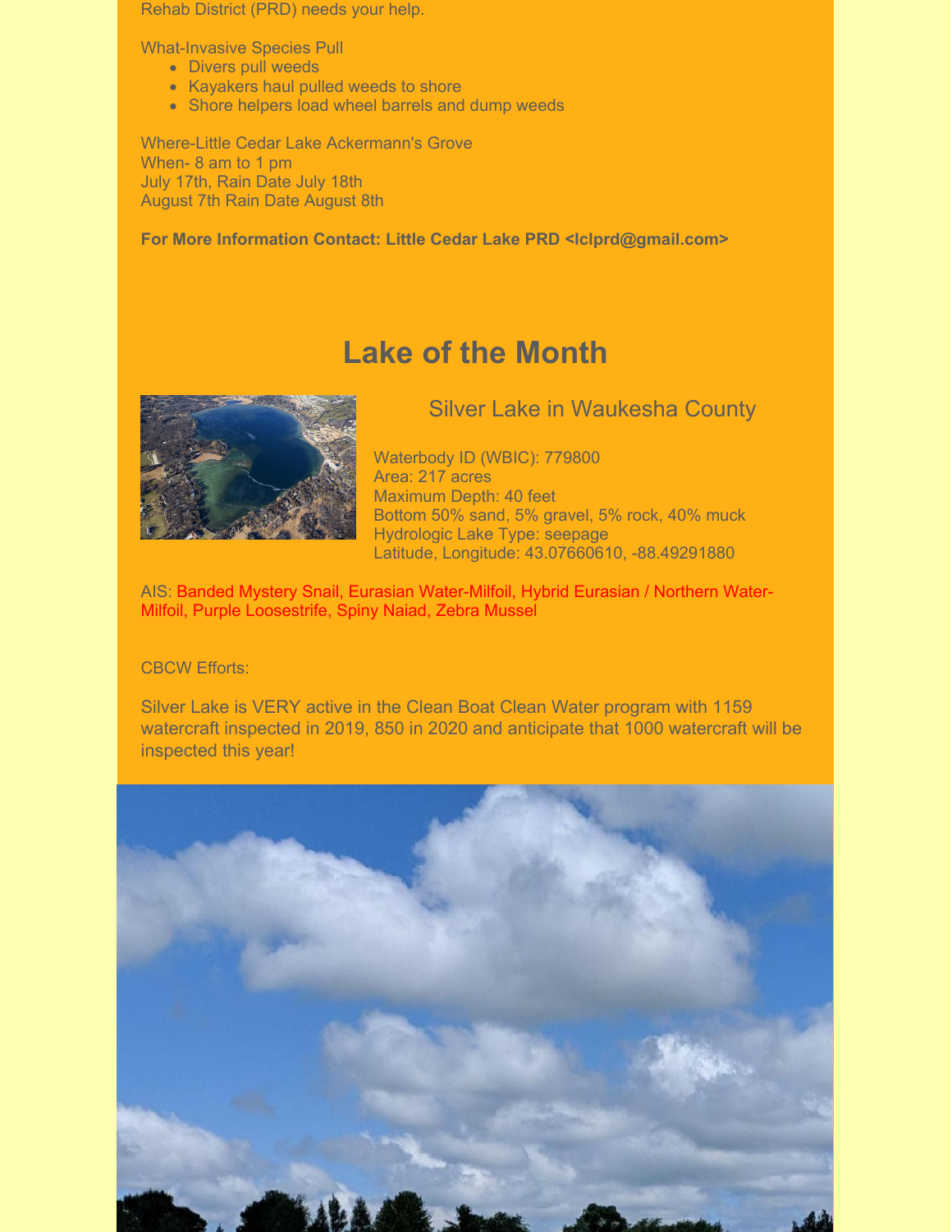Rehab District (PRD) needs your help.

What-Invasive Species Pull

- Divers pull weeds
- Kayakers haul pulled weeds to shore
- Shore helpers load wheel barrels and dump weeds

Where-Little Cedar Lake Ackermann's Grove
When- 8 am to 1 pm
July 17th, Rain Date July 18th
August 7th Rain Date August 8th

**For More Information Contact: Little Cedar Lake PRD <lclprd@gmail.com>**

# Lake of the Month

## Silver Lake in Waukesha County

Waterbody ID (WBIC): 779800
Area: 217 acres
Maximum Depth: 40 feet
Bottom 50% sand, 5% gravel, 5% rock, 40% muck
Hydrologic Lake Type: seepage
Latitude, Longitude: 43.07660610, -88.49291880

AIS: Banded Mystery Snail, Eurasian Water-Milfoil, Hybrid Eurasian / Northern Water-Milfoil, Purple Loosestrife, Spiny Naiad, Zebra Mussel

CBCW Efforts:

Silver Lake is VERY active in the Clean Boat Clean Water program with 1159 watercraft inspected in 2019, 850 in 2020 and anticipate that 1000 watercraft will be inspected this year!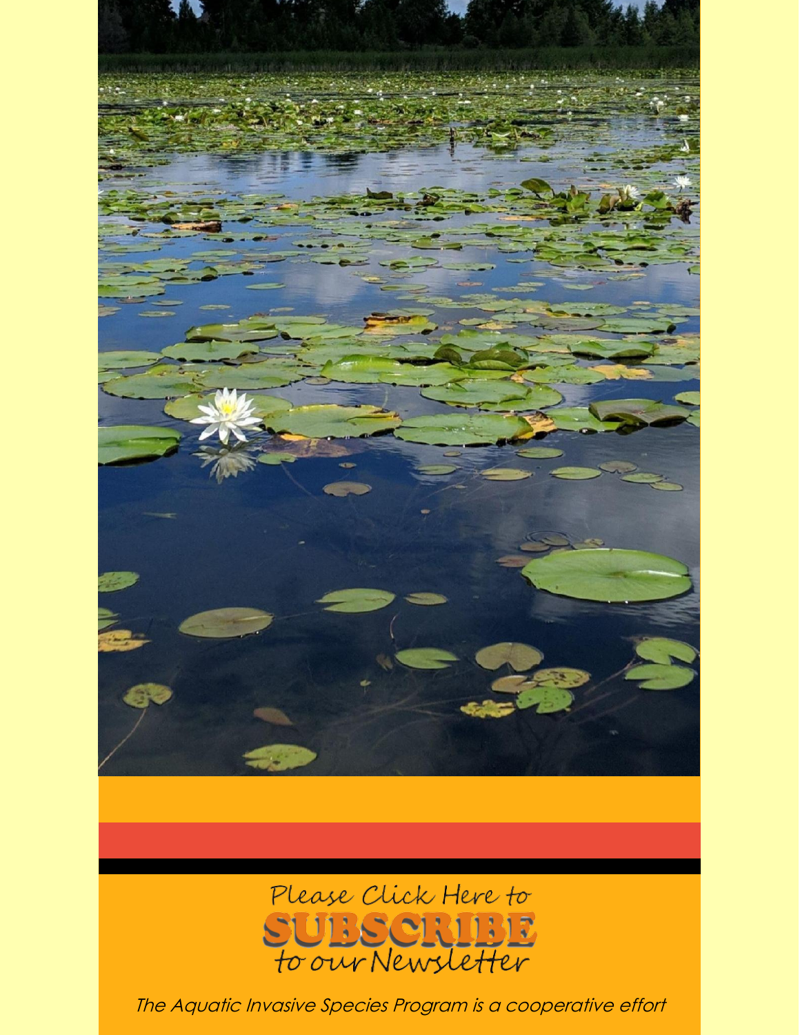Please Click Here to
**SUBSCRIBE**
to our Newsletter

*The Aquatic Invasive Species Program is a cooperative effort*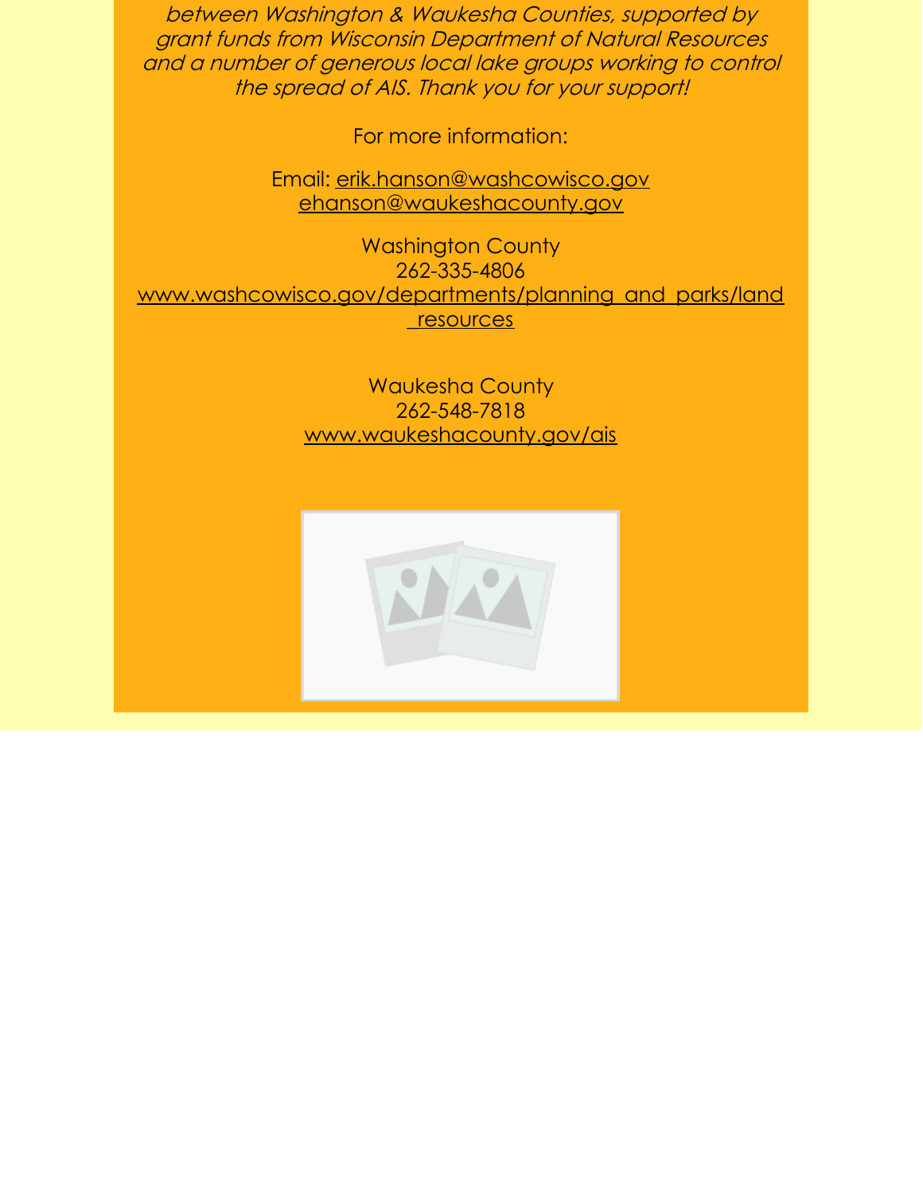*between Washington & Waukesha Counties, supported by grant funds from Wisconsin Department of Natural Resources and a number of generous local lake groups working to control the spread of AIS. Thank you for your support!*

For more information:

Email: erik.hanson@washcowisco.gov
ehanson@waukeshacounty.gov

Washington County
262-335-4806
www.washcowisco.gov/departments/planning_and_parks/land_resources

Waukesha County
262-548-7818
www.waukeshacounty.gov/ais